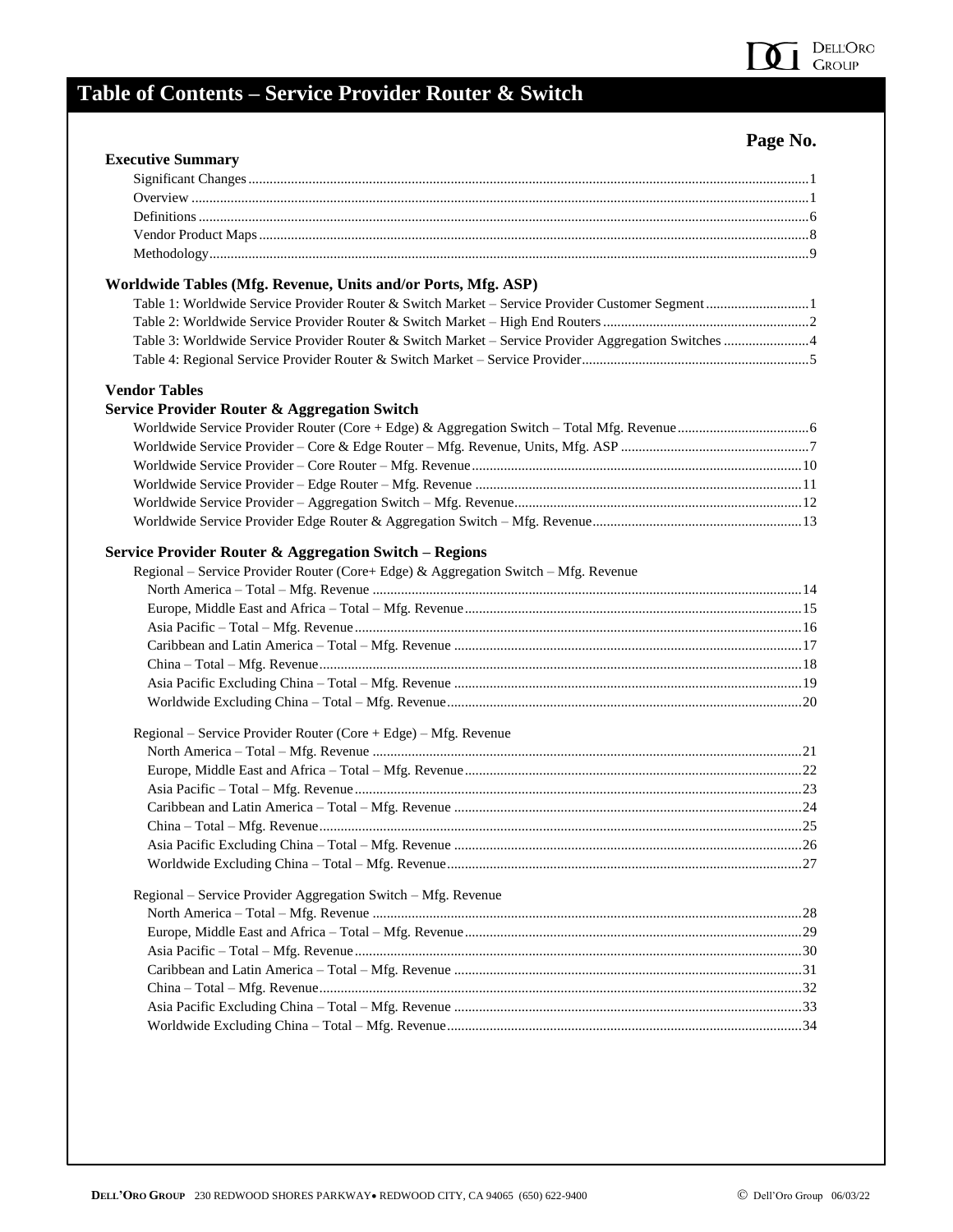# Table of Contents – Service Provider Router & Switch

| | Page No. |
|---|---|
| **Executive Summary** | |
| Significant Changes | 1 |
| Overview | 1 |
| Definitions | 6 |
| Vendor Product Maps | 8 |
| Methodology | 9 |
| **Worldwide Tables (Mfg. Revenue, Units and/or Ports, Mfg. ASP)** | |
| Table 1: Worldwide Service Provider Router & Switch Market – Service Provider Customer Segment | 1 |
| Table 2: Worldwide Service Provider Router & Switch Market – High End Routers | 2 |
| Table 3: Worldwide Service Provider Router & Switch Market – Service Provider Aggregation Switches | 4 |
| Table 4: Regional Service Provider Router & Switch Market – Service Provider | 5 |
| **Vendor Tables** | |
| **Service Provider Router & Aggregation Switch** | |
| Worldwide Service Provider Router (Core + Edge) & Aggregation Switch – Total Mfg. Revenue | 6 |
| Worldwide Service Provider – Core & Edge Router – Mfg. Revenue, Units, Mfg. ASP | 7 |
| Worldwide Service Provider – Core Router – Mfg. Revenue | 10 |
| Worldwide Service Provider – Edge Router – Mfg. Revenue | 11 |
| Worldwide Service Provider – Aggregation Switch – Mfg. Revenue | 12 |
| Worldwide Service Provider Edge Router & Aggregation Switch – Mfg. Revenue | 13 |
| **Service Provider Router & Aggregation Switch – Regions** | |
| Regional – Service Provider Router (Core+ Edge) & Aggregation Switch – Mfg. Revenue | |
| North America – Total – Mfg. Revenue | 14 |
| Europe, Middle East and Africa – Total – Mfg. Revenue | 15 |
| Asia Pacific – Total – Mfg. Revenue | 16 |
| Caribbean and Latin America – Total – Mfg. Revenue | 17 |
| China – Total – Mfg. Revenue | 18 |
| Asia Pacific Excluding China – Total – Mfg. Revenue | 19 |
| Worldwide Excluding China – Total – Mfg. Revenue | 20 |
| Regional – Service Provider Router (Core + Edge) – Mfg. Revenue | |
| North America – Total – Mfg. Revenue | 21 |
| Europe, Middle East and Africa – Total – Mfg. Revenue | 22 |
| Asia Pacific – Total – Mfg. Revenue | 23 |
| Caribbean and Latin America – Total – Mfg. Revenue | 24 |
| China – Total – Mfg. Revenue | 25 |
| Asia Pacific Excluding China – Total – Mfg. Revenue | 26 |
| Worldwide Excluding China – Total – Mfg. Revenue | 27 |
| Regional – Service Provider Aggregation Switch – Mfg. Revenue | |
| North America – Total – Mfg. Revenue | 28 |
| Europe, Middle East and Africa – Total – Mfg. Revenue | 29 |
| Asia Pacific – Total – Mfg. Revenue | 30 |
| Caribbean and Latin America – Total – Mfg. Revenue | 31 |
| China – Total – Mfg. Revenue | 32 |
| Asia Pacific Excluding China – Total – Mfg. Revenue | 33 |
| Worldwide Excluding China – Total – Mfg. Revenue | 34 |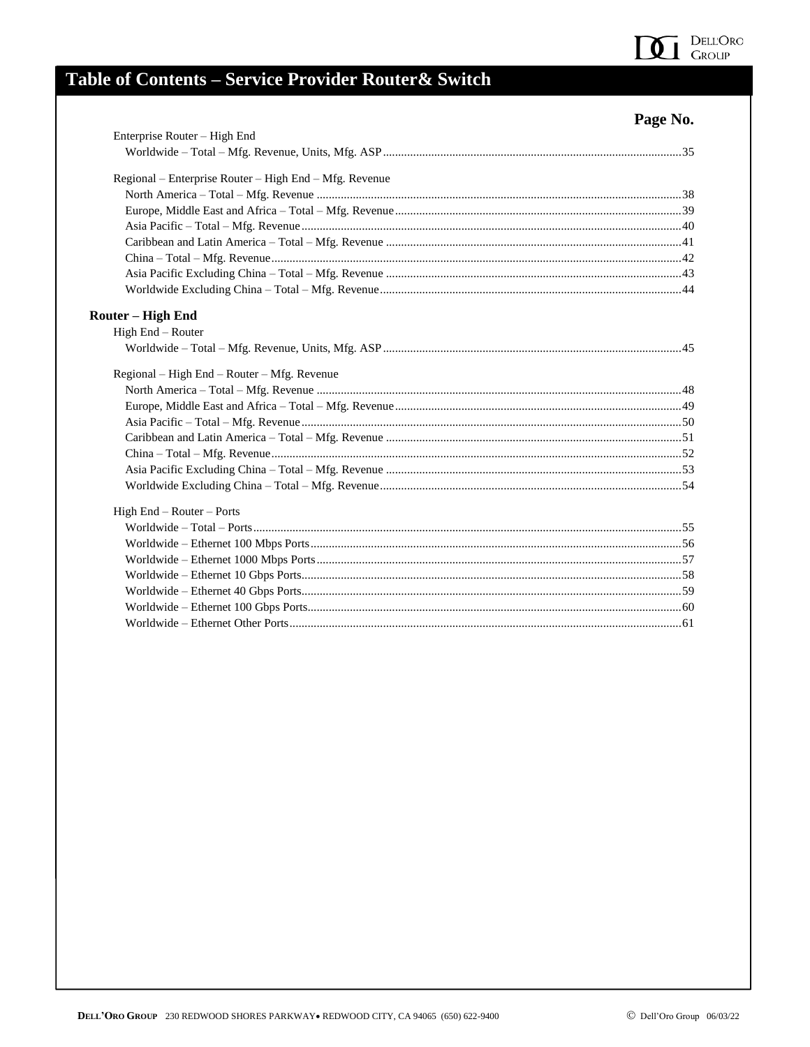# Table of Contents – Service Provider Router& Switch

**Page No.**

Enterprise Router – High End

Worldwide – Total – Mfg. Revenue, Units, Mfg. ASP....35

Regional – Enterprise Router – High End – Mfg. Revenue

North America – Total – Mfg. Revenue....38
Europe, Middle East and Africa – Total – Mfg. Revenue....39
Asia Pacific – Total – Mfg. Revenue....40
Caribbean and Latin America – Total – Mfg. Revenue....41
China – Total – Mfg. Revenue....42
Asia Pacific Excluding China – Total – Mfg. Revenue....43
Worldwide Excluding China – Total – Mfg. Revenue....44

**Router – High End**

High End – Router

Worldwide – Total – Mfg. Revenue, Units, Mfg. ASP....45

Regional – High End – Router – Mfg. Revenue

North America – Total – Mfg. Revenue....48
Europe, Middle East and Africa – Total – Mfg. Revenue....49
Asia Pacific – Total – Mfg. Revenue....50
Caribbean and Latin America – Total – Mfg. Revenue....51
China – Total – Mfg. Revenue....52
Asia Pacific Excluding China – Total – Mfg. Revenue....53
Worldwide Excluding China – Total – Mfg. Revenue....54

High End – Router – Ports

Worldwide – Total – Ports....55
Worldwide – Ethernet 100 Mbps Ports....56
Worldwide – Ethernet 1000 Mbps Ports....57
Worldwide – Ethernet 10 Gbps Ports....58
Worldwide – Ethernet 40 Gbps Ports....59
Worldwide – Ethernet 100 Gbps Ports....60
Worldwide – Ethernet Other Ports....61